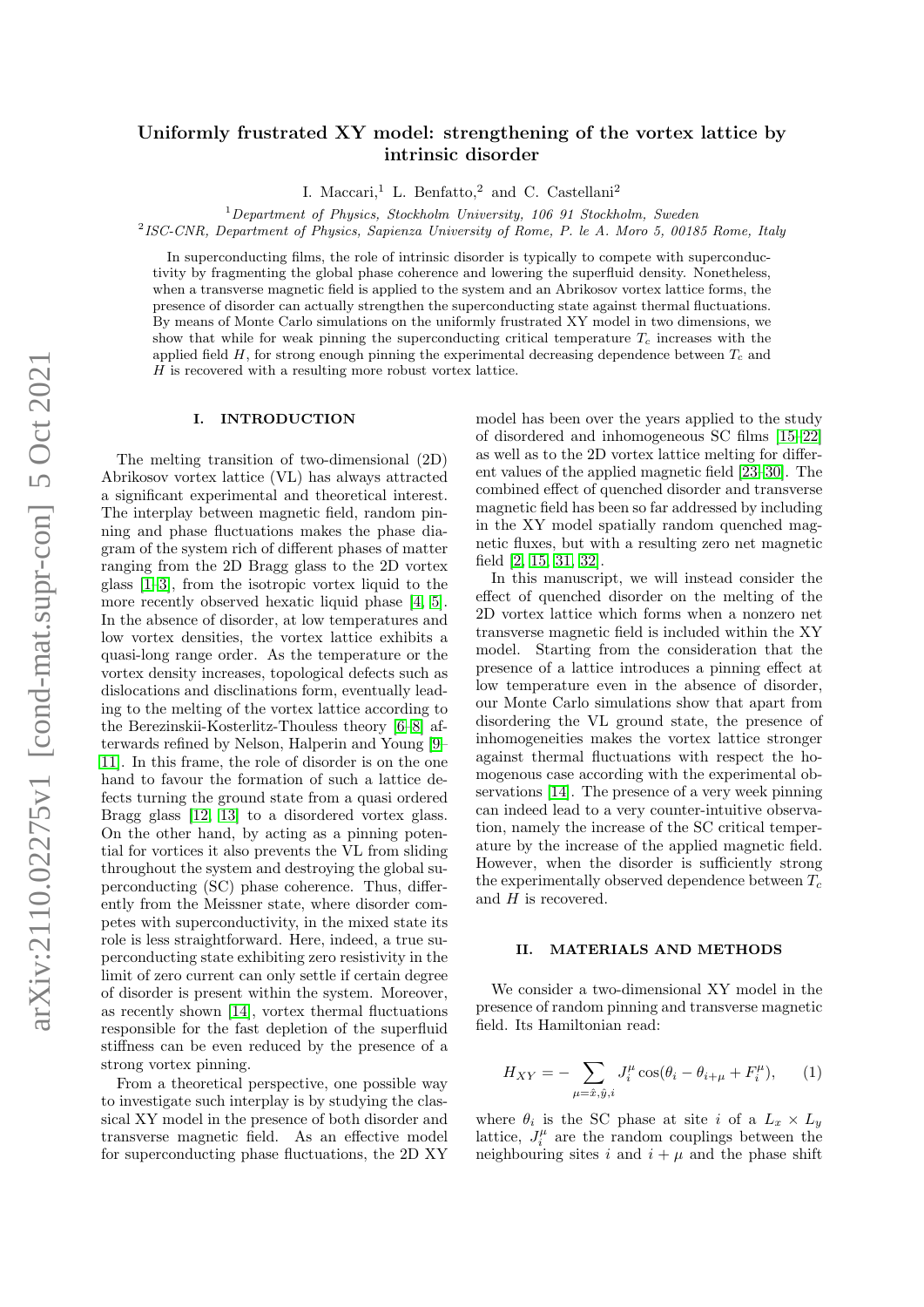# Uniformly frustrated XY model: strengthening of the vortex lattice by intrinsic disorder

I. Maccari,[1] L. Benfatto,[2] and C. Castellani[2]

[1] *Department of Physics, Stockholm University, 106 91 Stockholm, Sweden*
[2] *ISC-CNR, Department of Physics, Sapienza University of Rome, P. le A. Moro 5, 00185 Rome, Italy*

In superconducting films, the role of intrinsic disorder is typically to compete with superconductivity by fragmenting the global phase coherence and lowering the superfluid density. Nonetheless, when a transverse magnetic field is applied to the system and an Abrikosov vortex lattice forms, the presence of disorder can actually strengthen the superconducting state against thermal fluctuations. By means of Monte Carlo simulations on the uniformly frustrated XY model in two dimensions, we show that while for weak pinning the superconducting critical temperature $T_c$ increases with the applied field $H$, for strong enough pinning the experimental decreasing dependence between $T_c$ and $H$ is recovered with a resulting more robust vortex lattice.

## I. INTRODUCTION

The melting transition of two-dimensional (2D) Abrikosov vortex lattice (VL) has always attracted a significant experimental and theoretical interest. The interplay between magnetic field, random pinning and phase fluctuations makes the phase diagram of the system rich of different phases of matter ranging from the 2D Bragg glass to the 2D vortex glass [1–3], from the isotropic vortex liquid to the more recently observed hexatic liquid phase [4, 5]. In the absence of disorder, at low temperatures and low vortex densities, the vortex lattice exhibits a quasi-long range order. As the temperature or the vortex density increases, topological defects such as dislocations and disclinations form, eventually leading to the melting of the vortex lattice according to the Berezinskii-Kosterlitz-Thouless theory [6–8] afterwards refined by Nelson, Halperin and Young [9–11]. In this frame, the role of disorder is on the one hand to favour the formation of such a lattice defects turning the ground state from a quasi ordered Bragg glass [12, 13] to a disordered vortex glass. On the other hand, by acting as a pinning potential for vortices it also prevents the VL from sliding throughout the system and destroying the global superconducting (SC) phase coherence. Thus, differently from the Meissner state, where disorder competes with superconductivity, in the mixed state its role is less straightforward. Here, indeed, a true superconducting state exhibiting zero resistivity in the limit of zero current can only settle if certain degree of disorder is present within the system. Moreover, as recently shown [14], vortex thermal fluctuations responsible for the fast depletion of the superfluid stiffness can be even reduced by the presence of a strong vortex pinning.

From a theoretical perspective, one possible way to investigate such interplay is by studying the classical XY model in the presence of both disorder and transverse magnetic field. As an effective model for superconducting phase fluctuations, the 2D XY model has been over the years applied to the study of disordered and inhomogeneous SC films [15–22] as well as to the 2D vortex lattice melting for different values of the applied magnetic field [23–30]. The combined effect of quenched disorder and transverse magnetic field has been so far addressed by including in the XY model spatially random quenched magnetic fluxes, but with a resulting zero net magnetic field [2, 15, 31, 32].

In this manuscript, we will instead consider the effect of quenched disorder on the melting of the 2D vortex lattice which forms when a nonzero net transverse magnetic field is included within the XY model. Starting from the consideration that the presence of a lattice introduces a pinning effect at low temperature even in the absence of disorder, our Monte Carlo simulations show that apart from disordering the VL ground state, the presence of inhomogeneities makes the vortex lattice stronger against thermal fluctuations with respect the homogenous case according with the experimental observations [14]. The presence of a very week pinning can indeed lead to a very counter-intuitive observation, namely the increase of the SC critical temperature by the increase of the applied magnetic field. However, when the disorder is sufficiently strong the experimentally observed dependence between $T_c$ and $H$ is recovered.

## II. MATERIALS AND METHODS

We consider a two-dimensional XY model in the presence of random pinning and transverse magnetic field. Its Hamiltonian read:

$$H_{XY} = -\sum_{\mu=\hat{x},\hat{y},i} J_i^{\mu} \cos(\theta_i - \theta_{i+\mu} + F_i^{\mu}), \qquad (1)$$

where $\theta_i$ is the SC phase at site $i$ of a $L_x \times L_y$ lattice, $J_i^{\mu}$ are the random couplings between the neighbouring sites $i$ and $i+\mu$ and the phase shift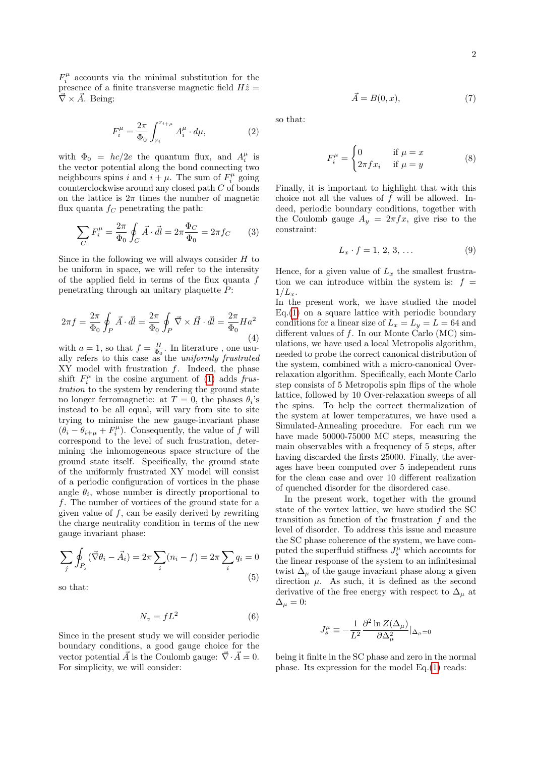$F_i^\mu$ accounts via the minimal substitution for the presence of a finite transverse magnetic field $H\hat{z} = \vec{\nabla} \times \vec{A}$. Being:

$$F_i^\mu = \frac{2\pi}{\Phi_0} \int_{r_i}^{r_{i+\mu}} A_i^\mu \cdot d\mu, \tag{2}$$

with $\Phi_0 = hc/2e$ the quantum flux, and $A_i^\mu$ is the vector potential along the bond connecting two neighbours spins $i$ and $i + \mu$. The sum of $F_i^\mu$ going counterclockwise around any closed path $C$ of bonds on the lattice is $2\pi$ times the number of magnetic flux quanta $f_C$ penetrating the path:

$$\sum_C F_i^\mu = \frac{2\pi}{\Phi_0} \oint_C \vec{A} \cdot \vec{dl} = 2\pi \frac{\Phi_C}{\Phi_0} = 2\pi f_C \tag{3}$$

Since in the following we will always consider $H$ to be uniform in space, we will refer to the intensity of the applied field in terms of the flux quanta $f$ penetrating through an unitary plaquette $P$:

$$2\pi f = \frac{2\pi}{\Phi_0} \oint_P \vec{A} \cdot \vec{dl} = \frac{2\pi}{\Phi_0} \oint_P \vec{\nabla} \times \vec{H} \cdot \vec{dl} = \frac{2\pi}{\Phi_0} H a^2 \tag{4}$$

with $a = 1$, so that $f = \frac{H}{\Phi_0}$. In literature , one usually refers to this case as the *uniformly frustrated* XY model with frustration $f$. Indeed, the phase shift $F_i^\mu$ in the cosine argument of (1) adds *frustration* to the system by rendering the ground state no longer ferromagnetic: at $T = 0$, the phases $\theta_i$'s instead to be all equal, will vary from site to site trying to minimise the new gauge-invariant phase $(\theta_i - \theta_{i+\mu} + F_i^\mu)$. Consequently, the value of $f$ will correspond to the level of such frustration, determining the inhomogeneous space structure of the ground state itself. Specifically, the ground state of the uniformly frustrated XY model will consist of a periodic configuration of vortices in the phase angle $\theta_i$, whose number is directly proportional to $f$. The number of vortices of the ground state for a given value of $f$, can be easily derived by rewriting the charge neutrality condition in terms of the new gauge invariant phase:

$$\sum_j \oint_{P_j} (\vec{\nabla}\theta_i - \vec{A}_i) = 2\pi \sum_i (n_i - f) = 2\pi \sum_i q_i = 0 \tag{5}$$

so that:

$$N_v = fL^2 \tag{6}$$

Since in the present study we will consider periodic boundary conditions, a good gauge choice for the vector potential $\vec{A}$ is the Coulomb gauge: $\vec{\nabla} \cdot \vec{A} = 0$. For simplicity, we will consider:

$$\vec{A} = B(0, x), \tag{7}$$

so that:

$$F_i^\mu = \begin{cases} 0 & \text{if } \mu = x \\ 2\pi f x_i & \text{if } \mu = y \end{cases} \tag{8}$$

Finally, it is important to highlight that with this choice not all the values of $f$ will be allowed. Indeed, periodic boundary conditions, together with the Coulomb gauge $A_y = 2\pi f x$, give rise to the constraint:

$$L_x \cdot f = 1, 2, 3, \ldots \tag{9}$$

Hence, for a given value of $L_x$ the smallest frustration we can introduce within the system is: $f = 1/L_x$.

In the present work, we have studied the model Eq.(1) on a square lattice with periodic boundary conditions for a linear size of $L_x = L_y = L = 64$ and different values of $f$. In our Monte Carlo (MC) simulations, we have used a local Metropolis algorithm, needed to probe the correct canonical distribution of the system, combined with a micro-canonical Over-relaxation algorithm. Specifically, each Monte Carlo step consists of 5 Metropolis spin flips of the whole lattice, followed by 10 Over-relaxation sweeps of all the spins. To help the correct thermalization of the system at lower temperatures, we have used a Simulated-Annealing procedure. For each run we have made 50000-75000 MC steps, measuring the main observables with a frequency of 5 steps, after having discarded the firsts 25000. Finally, the averages have been computed over 5 independent runs for the clean case and over 10 different realization of quenched disorder for the disordered case.

In the present work, together with the ground state of the vortex lattice, we have studied the SC transition as function of the frustration $f$ and the level of disorder. To address this issue and measure the SC phase coherence of the system, we have computed the superfluid stiffness $J_s^\mu$ which accounts for the linear response of the system to an infinitesimal twist $\Delta_\mu$ of the gauge invariant phase along a given direction $\mu$. As such, it is defined as the second derivative of the free energy with respect to $\Delta_\mu$ at $\Delta_\mu = 0$:

$$J_s^\mu \equiv -\frac{1}{L^2} \frac{\partial^2 \ln Z(\Delta_\mu)}{\partial \Delta_\mu^2}\Big|_{\Delta_\mu = 0}$$

being it finite in the SC phase and zero in the normal phase. Its expression for the model Eq.(1) reads: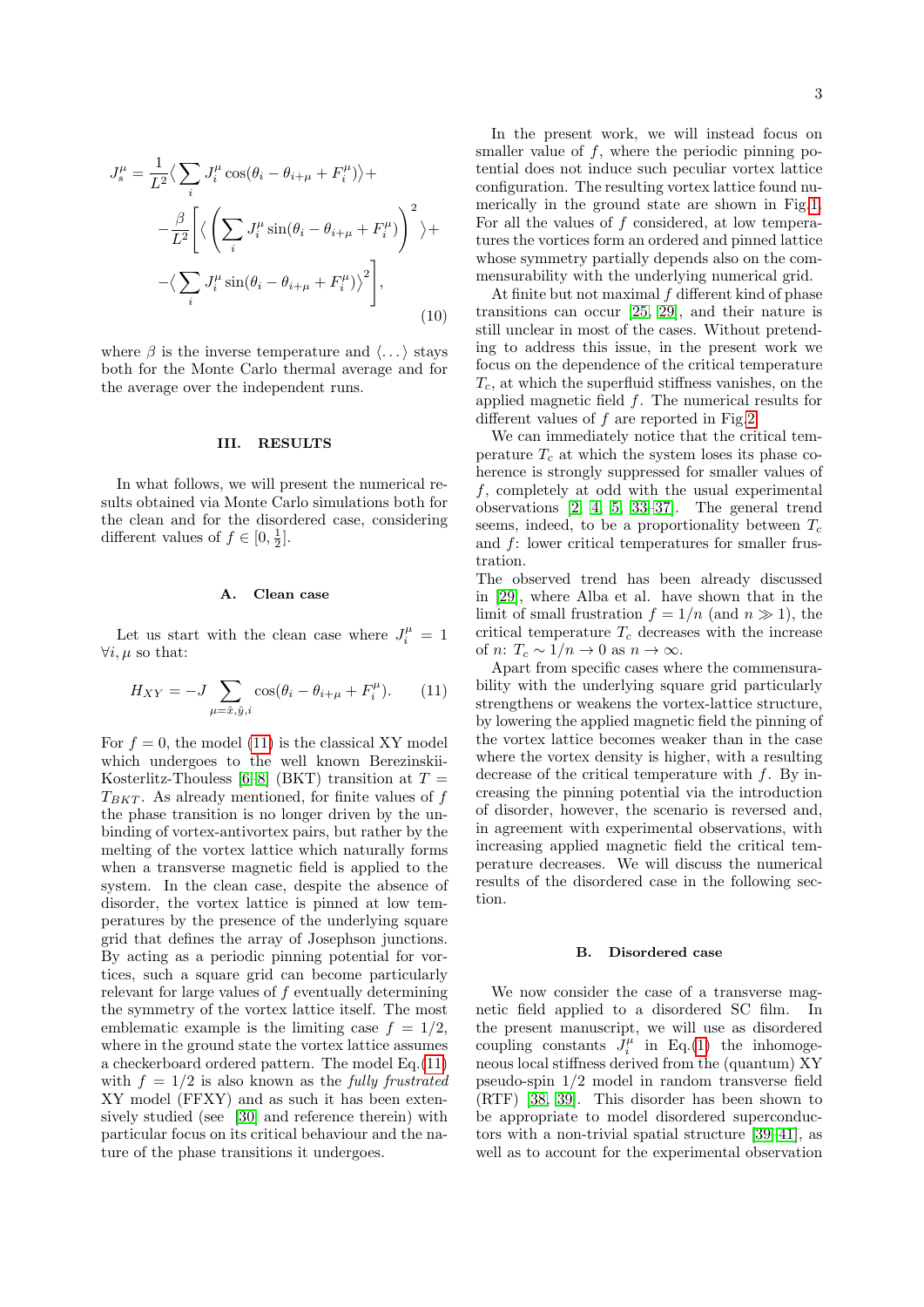$$J_s^\mu = \frac{1}{L^2}\Big\langle \sum_i J_i^\mu \cos(\theta_i - \theta_{i+\mu} + F_i^\mu)\Big\rangle + \\ -\frac{\beta}{L^2}\Bigg[\Big\langle \bigg(\sum_i J_i^\mu \sin(\theta_i - \theta_{i+\mu} + F_i^\mu)\bigg)^2 \Big\rangle + \\ -\Big\langle \sum_i J_i^\mu \sin(\theta_i - \theta_{i+\mu} + F_i^\mu)\Big\rangle^2\Bigg], \tag{10}$$

where $\beta$ is the inverse temperature and $\langle \ldots \rangle$ stays both for the Monte Carlo thermal average and for the average over the independent runs.

## III. RESULTS

In what follows, we will present the numerical results obtained via Monte Carlo simulations both for the clean and for the disordered case, considering different values of $f \in [0, \frac{1}{2}]$.

### A. Clean case

Let us start with the clean case where $J_i^\mu = 1$ $\forall i, \mu$ so that:

$$H_{XY} = -J \sum_{\mu=\hat{x},\hat{y},i} \cos(\theta_i - \theta_{i+\mu} + F_i^\mu). \tag{11}$$

For $f = 0$, the model (11) is the classical XY model which undergoes to the well known Berezinskii-Kosterlitz-Thouless [6–8] (BKT) transition at $T = T_{BKT}$. As already mentioned, for finite values of $f$ the phase transition is no longer driven by the unbinding of vortex-antivortex pairs, but rather by the melting of the vortex lattice which naturally forms when a transverse magnetic field is applied to the system. In the clean case, despite the absence of disorder, the vortex lattice is pinned at low temperatures by the presence of the underlying square grid that defines the array of Josephson junctions. By acting as a periodic pinning potential for vortices, such a square grid can become particularly relevant for large values of $f$ eventually determining the symmetry of the vortex lattice itself. The most emblematic example is the limiting case $f = 1/2$, where in the ground state the vortex lattice assumes a checkerboard ordered pattern. The model Eq.(11) with $f = 1/2$ is also known as the *fully frustrated* XY model (FFXY) and as such it has been extensively studied (see [30] and reference therein) with particular focus on its critical behaviour and the nature of the phase transitions it undergoes.

In the present work, we will instead focus on smaller value of $f$, where the periodic pinning potential does not induce such peculiar vortex lattice configuration. The resulting vortex lattice found numerically in the ground state are shown in Fig.1. For all the values of $f$ considered, at low temperatures the vortices form an ordered and pinned lattice whose symmetry partially depends also on the commensurability with the underlying numerical grid.

At finite but not maximal $f$ different kind of phase transitions can occur [25, 29], and their nature is still unclear in most of the cases. Without pretending to address this issue, in the present work we focus on the dependence of the critical temperature $T_c$, at which the superfluid stiffness vanishes, on the applied magnetic field $f$. The numerical results for different values of $f$ are reported in Fig.2.

We can immediately notice that the critical temperature $T_c$ at which the system loses its phase coherence is strongly suppressed for smaller values of $f$, completely at odd with the usual experimental observations [2, 4, 5, 33–37]. The general trend seems, indeed, to be a proportionality between $T_c$ and $f$: lower critical temperatures for smaller frustration.

The observed trend has been already discussed in [29], where Alba et al. have shown that in the limit of small frustration $f = 1/n$ (and $n \gg 1$), the critical temperature $T_c$ decreases with the increase of $n$: $T_c \sim 1/n \to 0$ as $n \to \infty$.

Apart from specific cases where the commensurability with the underlying square grid particularly strengthens or weakens the vortex-lattice structure, by lowering the applied magnetic field the pinning of the vortex lattice becomes weaker than in the case where the vortex density is higher, with a resulting decrease of the critical temperature with $f$. By increasing the pinning potential via the introduction of disorder, however, the scenario is reversed and, in agreement with experimental observations, with increasing applied magnetic field the critical temperature decreases. We will discuss the numerical results of the disordered case in the following section.

### B. Disordered case

We now consider the case of a transverse magnetic field applied to a disordered SC film. In the present manuscript, we will use as disordered coupling constants $J_i^\mu$ in Eq.(1) the inhomogeneous local stiffness derived from the (quantum) XY pseudo-spin 1/2 model in random transverse field (RTF) [38, 39]. This disorder has been shown to be appropriate to model disordered superconductors with a non-trivial spatial structure [39–41], as well as to account for the experimental observation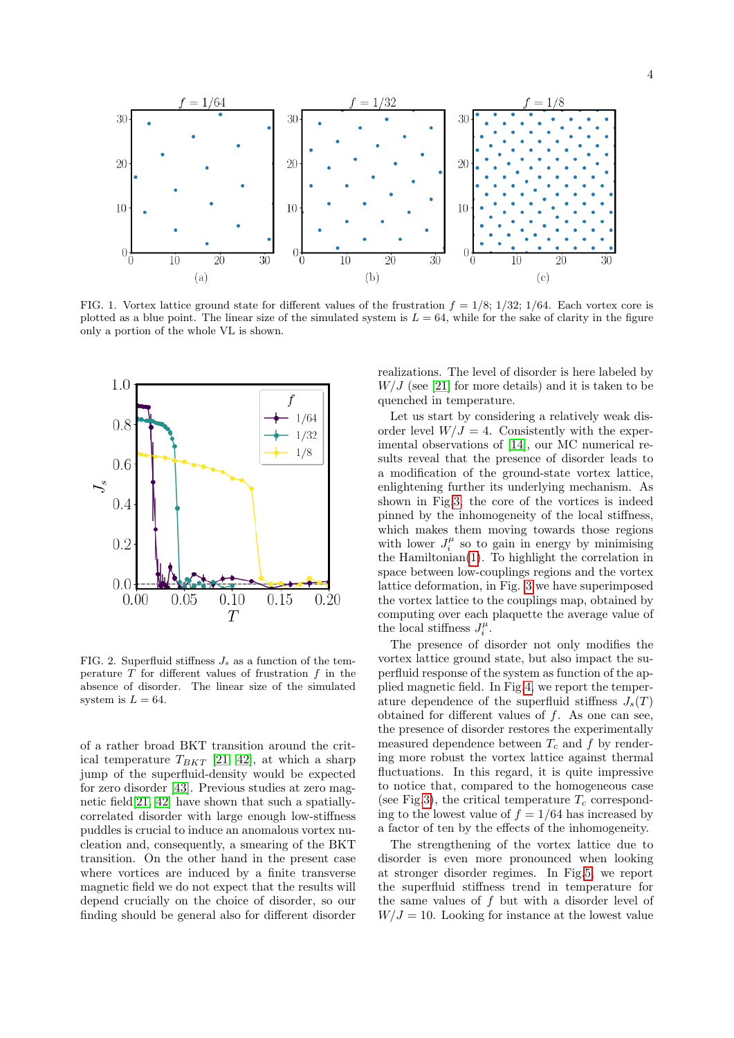FIG. 1. Vortex lattice ground state for different values of the frustration $f = 1/8$; $1/32$; $1/64$. Each vortex core is plotted as a blue point. The linear size of the simulated system is $L = 64$, while for the sake of clarity in the figure only a portion of the whole VL is shown.

FIG. 2. Superfluid stiffness $J_s$ as a function of the temperature $T$ for different values of frustration $f$ in the absence of disorder. The linear size of the simulated system is $L = 64$.

of a rather broad BKT transition around the critical temperature $T_{BKT}$ [21, 42], at which a sharp jump of the superfluid-density would be expected for zero disorder [43]. Previous studies at zero magnetic field[21, 42] have shown that such a spatially-correlated disorder with large enough low-stiffness puddles is crucial to induce an anomalous vortex nucleation and, consequently, a smearing of the BKT transition. On the other hand in the present case where vortices are induced by a finite transverse magnetic field we do not expect that the results will depend crucially on the choice of disorder, so our finding should be general also for different disorder realizations. The level of disorder is here labeled by $W/J$ (see [21] for more details) and it is taken to be quenched in temperature.

Let us start by considering a relatively weak disorder level $W/J = 4$. Consistently with the experimental observations of [14], our MC numerical results reveal that the presence of disorder leads to a modification of the ground-state vortex lattice, enlightening further its underlying mechanism. As shown in Fig.3, the core of the vortices is indeed pinned by the inhomogeneity of the local stiffness, which makes them moving towards those regions with lower $J_i^\mu$ so to gain in energy by minimising the Hamiltonian(1). To highlight the correlation in space between low-couplings regions and the vortex lattice deformation, in Fig. 3 we have superimposed the vortex lattice to the couplings map, obtained by computing over each plaquette the average value of the local stiffness $J_i^\mu$.

The presence of disorder not only modifies the vortex lattice ground state, but also impact the superfluid response of the system as function of the applied magnetic field. In Fig.4, we report the temperature dependence of the superfluid stiffness $J_s(T)$ obtained for different values of $f$. As one can see, the presence of disorder restores the experimentally measured dependence between $T_c$ and $f$ by rendering more robust the vortex lattice against thermal fluctuations. In this regard, it is quite impressive to notice that, compared to the homogeneous case (see Fig.3), the critical temperature $T_c$ corresponding to the lowest value of $f = 1/64$ has increased by a factor of ten by the effects of the inhomogeneity.

The strengthening of the vortex lattice due to disorder is even more pronounced when looking at stronger disorder regimes. In Fig.5, we report the superfluid stiffness trend in temperature for the same values of $f$ but with a disorder level of $W/J = 10$. Looking for instance at the lowest value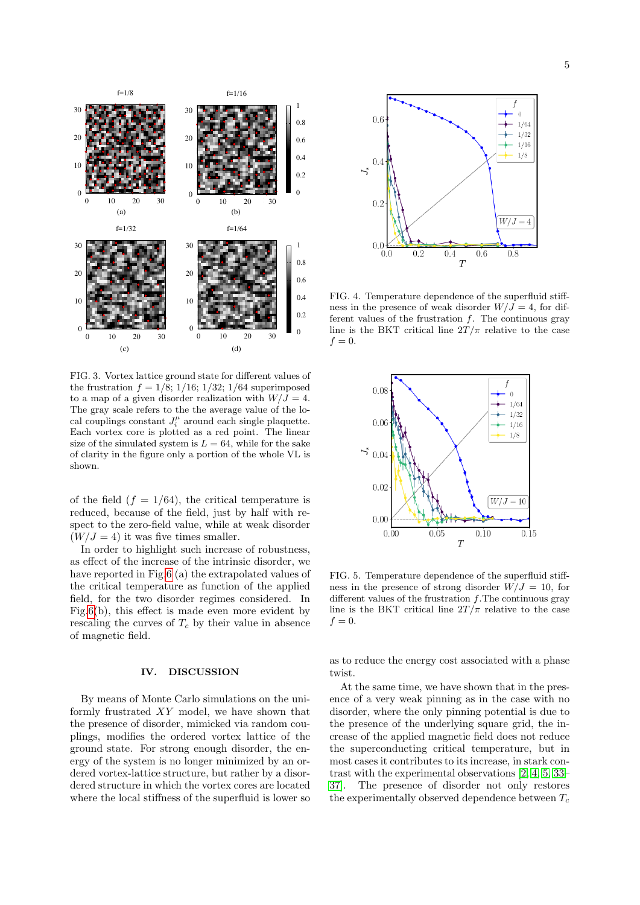FIG. 3. Vortex lattice ground state for different values of the frustration $f = 1/8$; $1/16$; $1/32$; $1/64$ superimposed to a map of a given disorder realization with $W/J = 4$. The gray scale refers to the the average value of the local couplings constant $J_i^\mu$ around each single plaquette. Each vortex core is plotted as a red point. The linear size of the simulated system is $L = 64$, while for the sake of clarity in the figure only a portion of the whole VL is shown.

of the field ($f = 1/64$), the critical temperature is reduced, because of the field, just by half with respect to the zero-field value, while at weak disorder ($W/J = 4$) it was five times smaller.

In order to highlight such increase of robustness, as effect of the increase of the intrinsic disorder, we have reported in Fig 6 (a) the extrapolated values of the critical temperature as function of the applied field, for the two disorder regimes considered. In Fig.6(b), this effect is made even more evident by rescaling the curves of $T_c$ by their value in absence of magnetic field.

## IV. DISCUSSION

By means of Monte Carlo simulations on the uniformly frustrated $XY$ model, we have shown that the presence of disorder, mimicked via random couplings, modifies the ordered vortex lattice of the ground state. For strong enough disorder, the energy of the system is no longer minimized by an ordered vortex-lattice structure, but rather by a disordered structure in which the vortex cores are located where the local stiffness of the superfluid is lower so as to reduce the energy cost associated with a phase twist.

FIG. 4. Temperature dependence of the superfluid stiffness in the presence of weak disorder $W/J = 4$, for different values of the frustration $f$. The continuous gray line is the BKT critical line $2T/\pi$ relative to the case $f = 0$.

FIG. 5. Temperature dependence of the superfluid stiffness in the presence of strong disorder $W/J = 10$, for different values of the frustration $f$.The continuous gray line is the BKT critical line $2T/\pi$ relative to the case $f = 0$.

At the same time, we have shown that in the presence of a very weak pinning as in the case with no disorder, where the only pinning potential is due to the presence of the underlying square grid, the increase of the applied magnetic field does not reduce the superconducting critical temperature, but in most cases it contributes to its increase, in stark contrast with the experimental observations [2, 4, 5, 33–37]. The presence of disorder not only restores the experimentally observed dependence between $T_c$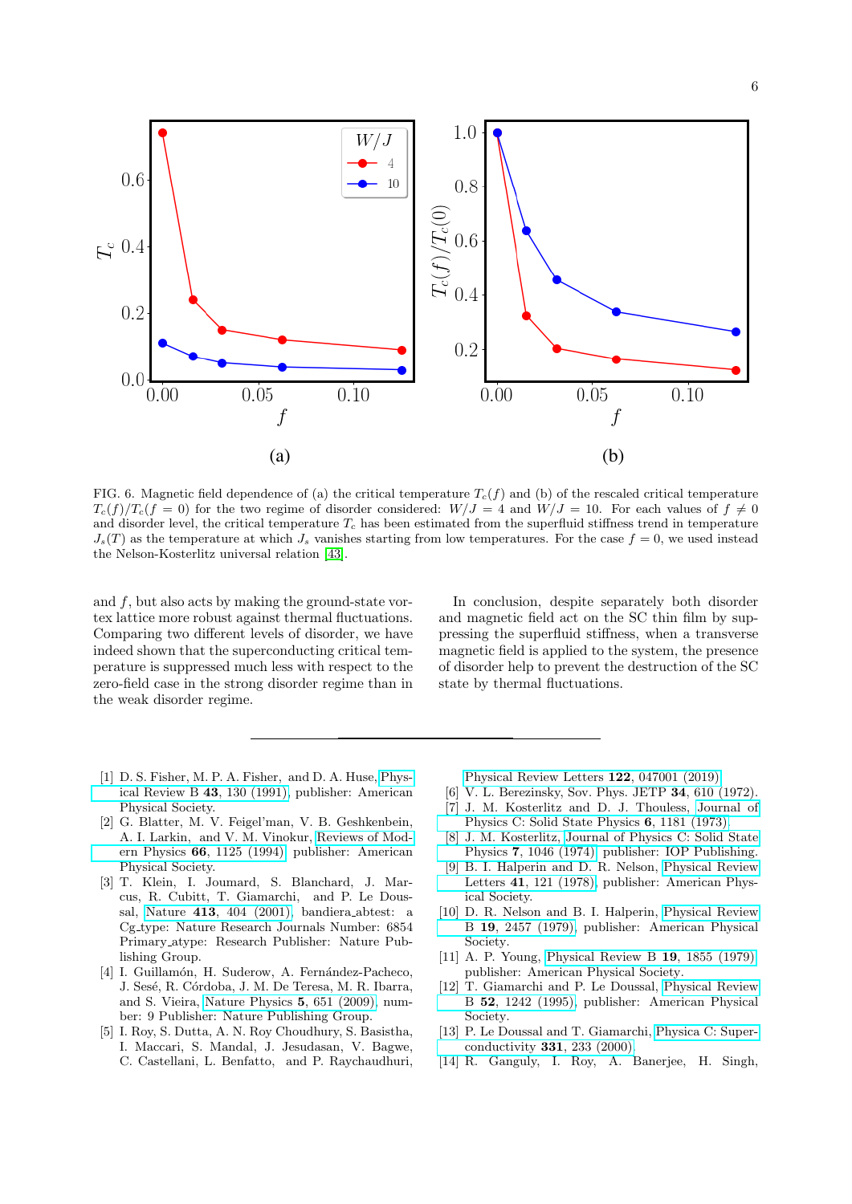FIG. 6. Magnetic field dependence of (a) the critical temperature $T_c(f)$ and (b) of the rescaled critical temperature $T_c(f)/T_c(f=0)$ for the two regime of disorder considered: $W/J = 4$ and $W/J = 10$. For each values of $f \neq 0$ and disorder level, the critical temperature $T_c$ has been estimated from the superfluid stiffness trend in temperature $J_s(T)$ as the temperature at which $J_s$ vanishes starting from low temperatures. For the case $f = 0$, we used instead the Nelson-Kosterlitz universal relation [43].

and $f$, but also acts by making the ground-state vortex lattice more robust against thermal fluctuations. Comparing two different levels of disorder, we have indeed shown that the superconducting critical temperature is suppressed much less with respect to the zero-field case in the strong disorder regime than in the weak disorder regime.

In conclusion, despite separately both disorder and magnetic field act on the SC thin film by suppressing the superfluid stiffness, when a transverse magnetic field is applied to the system, the presence of disorder help to prevent the destruction of the SC state by thermal fluctuations.

---

[1] D. S. Fisher, M. P. A. Fisher, and D. A. Huse, Physical Review B **43**, 130 (1991), publisher: American Physical Society.

[2] G. Blatter, M. V. Feigel'man, V. B. Geshkenbein, A. I. Larkin, and V. M. Vinokur, Reviews of Modern Physics **66**, 1125 (1994), publisher: American Physical Society.

[3] T. Klein, I. Joumard, S. Blanchard, J. Marcus, R. Cubitt, T. Giamarchi, and P. Le Doussal, Nature **413**, 404 (2001), bandiera_abtest: a Cg_type: Nature Research Journals Number: 6854 Primary_atype: Research Publisher: Nature Publishing Group.

[4] I. Guillamón, H. Suderow, A. Fernández-Pacheco, J. Sesé, R. Córdoba, J. M. De Teresa, M. R. Ibarra, and S. Vieira, Nature Physics **5**, 651 (2009), number: 9 Publisher: Nature Publishing Group.

[5] I. Roy, S. Dutta, A. N. Roy Choudhury, S. Basistha, I. Maccari, S. Mandal, J. Jesudasan, V. Bagwe, C. Castellani, L. Benfatto, and P. Raychaudhuri, Physical Review Letters **122**, 047001 (2019).

[6] V. L. Berezinsky, Sov. Phys. JETP **34**, 610 (1972).

[7] J. M. Kosterlitz and D. J. Thouless, Journal of Physics C: Solid State Physics **6**, 1181 (1973).

[8] J. M. Kosterlitz, Journal of Physics C: Solid State Physics **7**, 1046 (1974), publisher: IOP Publishing.

[9] B. I. Halperin and D. R. Nelson, Physical Review Letters **41**, 121 (1978), publisher: American Physical Society.

[10] D. R. Nelson and B. I. Halperin, Physical Review B **19**, 2457 (1979), publisher: American Physical Society.

[11] A. P. Young, Physical Review B **19**, 1855 (1979), publisher: American Physical Society.

[12] T. Giamarchi and P. Le Doussal, Physical Review B **52**, 1242 (1995), publisher: American Physical Society.

[13] P. Le Doussal and T. Giamarchi, Physica C: Superconductivity **331**, 233 (2000).

[14] R. Ganguly, I. Roy, A. Banerjee, H. Singh,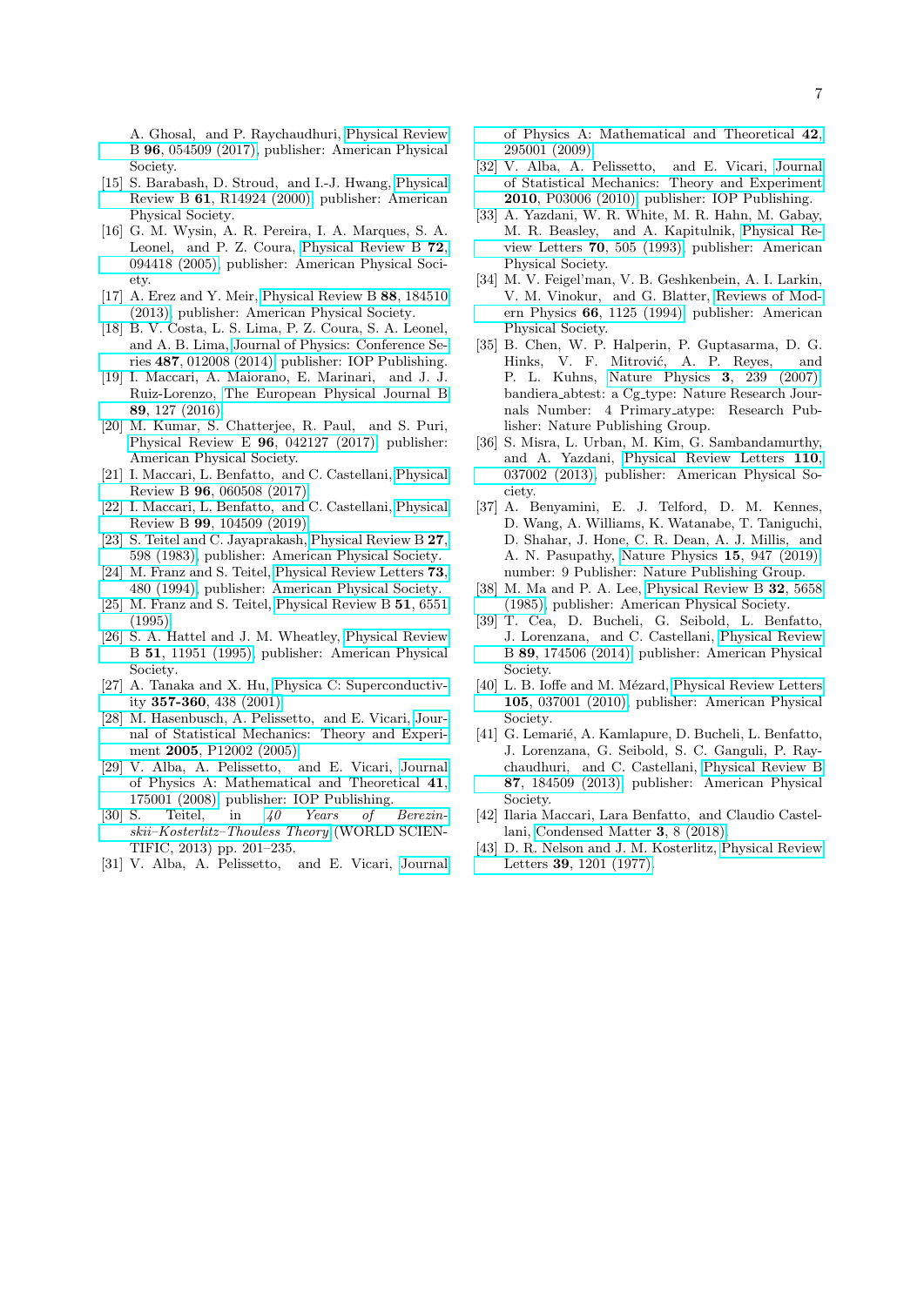A. Ghosal, and P. Raychaudhuri, Physical Review B **96**, 054509 (2017), publisher: American Physical Society.

[15] S. Barabash, D. Stroud, and I.-J. Hwang, Physical Review B **61**, R14924 (2000), publisher: American Physical Society.

[16] G. M. Wysin, A. R. Pereira, I. A. Marques, S. A. Leonel, and P. Z. Coura, Physical Review B **72**, 094418 (2005), publisher: American Physical Society.

[17] A. Erez and Y. Meir, Physical Review B **88**, 184510 (2013), publisher: American Physical Society.

[18] B. V. Costa, L. S. Lima, P. Z. Coura, S. A. Leonel, and A. B. Lima, Journal of Physics: Conference Series **487**, 012008 (2014), publisher: IOP Publishing.

[19] I. Maccari, A. Maiorano, E. Marinari, and J. J. Ruiz-Lorenzo, The European Physical Journal B **89**, 127 (2016).

[20] M. Kumar, S. Chatterjee, R. Paul, and S. Puri, Physical Review E **96**, 042127 (2017), publisher: American Physical Society.

[21] I. Maccari, L. Benfatto, and C. Castellani, Physical Review B **96**, 060508 (2017).

[22] I. Maccari, L. Benfatto, and C. Castellani, Physical Review B **99**, 104509 (2019).

[23] S. Teitel and C. Jayaprakash, Physical Review B **27**, 598 (1983), publisher: American Physical Society.

[24] M. Franz and S. Teitel, Physical Review Letters **73**, 480 (1994), publisher: American Physical Society.

[25] M. Franz and S. Teitel, Physical Review B **51**, 6551 (1995).

[26] S. A. Hattel and J. M. Wheatley, Physical Review B **51**, 11951 (1995), publisher: American Physical Society.

[27] A. Tanaka and X. Hu, Physica C: Superconductivity **357-360**, 438 (2001).

[28] M. Hasenbusch, A. Pelissetto, and E. Vicari, Journal of Statistical Mechanics: Theory and Experiment **2005**, P12002 (2005).

[29] V. Alba, A. Pelissetto, and E. Vicari, Journal of Physics A: Mathematical and Theoretical **41**, 175001 (2008), publisher: IOP Publishing.

[30] S. Teitel, in *40 Years of Berezinskii–Kosterlitz–Thouless Theory* (WORLD SCIENTIFIC, 2013) pp. 201–235.

[31] V. Alba, A. Pelissetto, and E. Vicari, Journal of Physics A: Mathematical and Theoretical **42**, 295001 (2009).

[32] V. Alba, A. Pelissetto, and E. Vicari, Journal of Statistical Mechanics: Theory and Experiment **2010**, P03006 (2010), publisher: IOP Publishing.

[33] A. Yazdani, W. R. White, M. R. Hahn, M. Gabay, M. R. Beasley, and A. Kapitulnik, Physical Review Letters **70**, 505 (1993), publisher: American Physical Society.

[34] M. V. Feigel'man, V. B. Geshkenbein, A. I. Larkin, V. M. Vinokur, and G. Blatter, Reviews of Modern Physics **66**, 1125 (1994), publisher: American Physical Society.

[35] B. Chen, W. P. Halperin, P. Guptasarma, D. G. Hinks, V. F. Mitrović, A. P. Reyes, and P. L. Kuhns, Nature Physics **3**, 239 (2007), bandiera_abtest: a Cg_type: Nature Research Journals Number: 4 Primary_atype: Research Publisher: Nature Publishing Group.

[36] S. Misra, L. Urban, M. Kim, G. Sambandamurthy, and A. Yazdani, Physical Review Letters **110**, 037002 (2013), publisher: American Physical Society.

[37] A. Benyamini, E. J. Telford, D. M. Kennes, D. Wang, A. Williams, K. Watanabe, T. Taniguchi, D. Shahar, J. Hone, C. R. Dean, A. J. Millis, and A. N. Pasupathy, Nature Physics **15**, 947 (2019), number: 9 Publisher: Nature Publishing Group.

[38] M. Ma and P. A. Lee, Physical Review B **32**, 5658 (1985), publisher: American Physical Society.

[39] T. Cea, D. Bucheli, G. Seibold, L. Benfatto, J. Lorenzana, and C. Castellani, Physical Review B **89**, 174506 (2014), publisher: American Physical Society.

[40] L. B. Ioffe and M. Mézard, Physical Review Letters **105**, 037001 (2010), publisher: American Physical Society.

[41] G. Lemarié, A. Kamlapure, D. Bucheli, L. Benfatto, J. Lorenzana, G. Seibold, S. C. Ganguli, P. Raychaudhuri, and C. Castellani, Physical Review B **87**, 184509 (2013), publisher: American Physical Society.

[42] Ilaria Maccari, Lara Benfatto, and Claudio Castellani, Condensed Matter **3**, 8 (2018).

[43] D. R. Nelson and J. M. Kosterlitz, Physical Review Letters **39**, 1201 (1977).